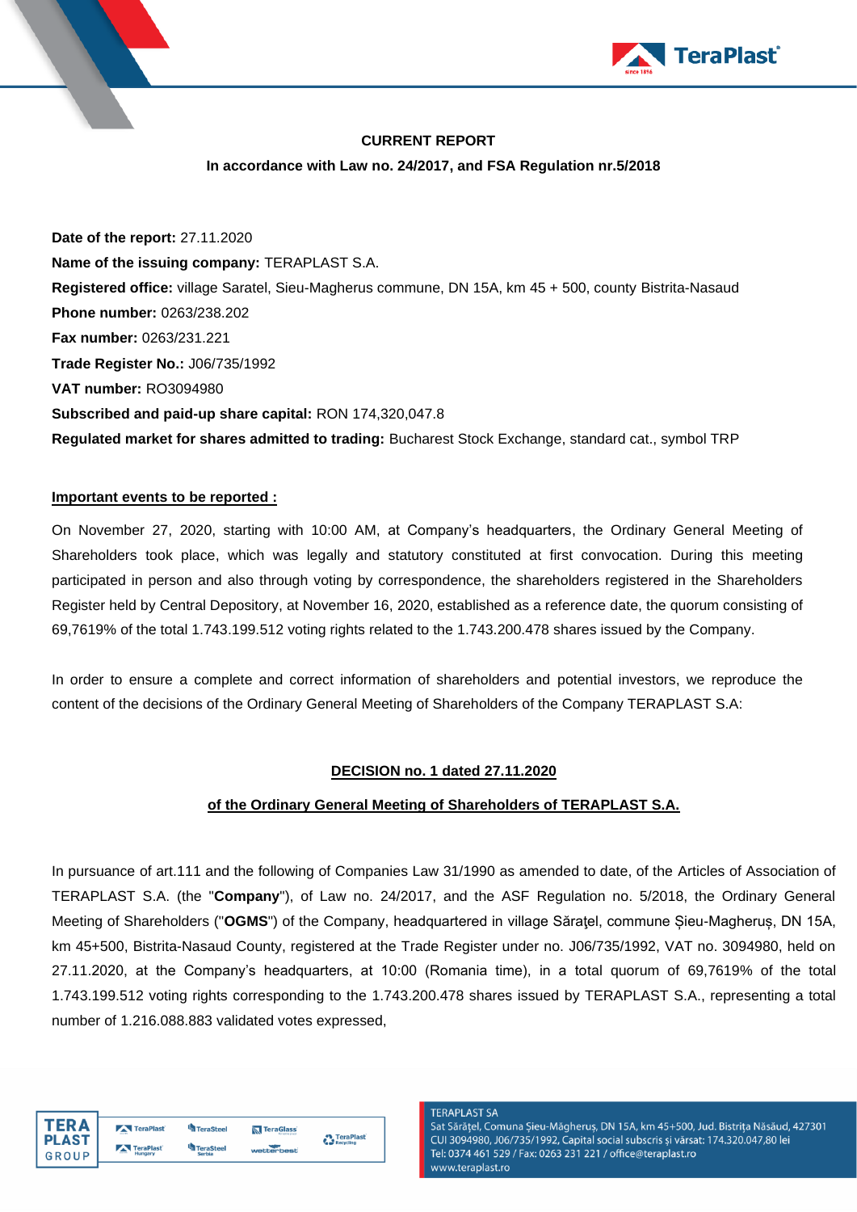**CURRENT REPORT**

**In accordance with Law no. 24/2017, and FSA Regulation nr.5/2018**

**Date of the report:** 27.11.2020
**Name of the issuing company:** TERAPLAST S.A.
**Registered office:** village Saratel, Sieu-Magherus commune, DN 15A, km 45 + 500, county Bistrita-Nasaud
**Phone number:** 0263/238.202
**Fax number:** 0263/231.221
**Trade Register No.:** J06/735/1992
**VAT number:** RO3094980
**Subscribed and paid-up share capital:** RON 174,320,047.8
**Regulated market for shares admitted to trading:** Bucharest Stock Exchange, standard cat., symbol TRP

**Important events to be reported :**

On November 27, 2020, starting with 10:00 AM, at Company's headquarters, the Ordinary General Meeting of Shareholders took place, which was legally and statutory constituted at first convocation. During this meeting participated in person and also through voting by correspondence, the shareholders registered in the Shareholders Register held by Central Depository, at November 16, 2020, established as a reference date, the quorum consisting of 69,7619% of the total 1.743.199.512 voting rights related to the 1.743.200.478 shares issued by the Company.

In order to ensure a complete and correct information of shareholders and potential investors, we reproduce the content of the decisions of the Ordinary General Meeting of Shareholders of the Company TERAPLAST S.A:

**DECISION no. 1 dated 27.11.2020**

**of the Ordinary General Meeting of Shareholders of TERAPLAST S.A.**

In pursuance of art.111 and the following of Companies Law 31/1990 as amended to date, of the Articles of Association of TERAPLAST S.A. (the "**Company**"), of Law no. 24/2017, and the ASF Regulation no. 5/2018, the Ordinary General Meeting of Shareholders ("**OGMS**") of the Company, headquartered in village Săraţel, commune Șieu-Magheruș, DN 15A, km 45+500, Bistrita-Nasaud County, registered at the Trade Register under no. J06/735/1992, VAT no. 3094980, held on 27.11.2020, at the Company's headquarters, at 10:00 (Romania time), in a total quorum of 69,7619% of the total 1.743.199.512 voting rights corresponding to the 1.743.200.478 shares issued by TERAPLAST S.A., representing a total number of 1.216.088.883 validated votes expressed,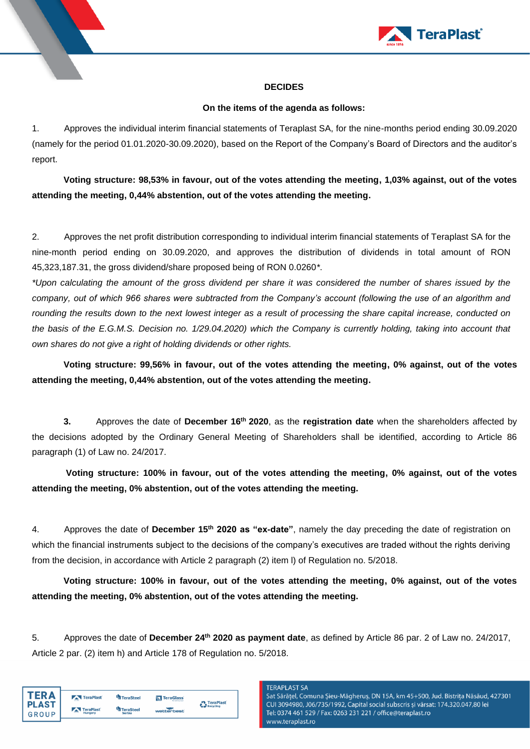**DECIDES**

**On the items of the agenda as follows:**

1. Approves the individual interim financial statements of Teraplast SA, for the nine-months period ending 30.09.2020 (namely for the period 01.01.2020-30.09.2020), based on the Report of the Company's Board of Directors and the auditor's report.

**Voting structure: 98,53% in favour, out of the votes attending the meeting, 1,03% against, out of the votes attending the meeting, 0,44% abstention, out of the votes attending the meeting.**

2. Approves the net profit distribution corresponding to individual interim financial statements of Teraplast SA for the nine-month period ending on 30.09.2020, and approves the distribution of dividends in total amount of RON 45,323,187.31, the gross dividend/share proposed being of RON 0.0260*.

*\*Upon calculating the amount of the gross dividend per share it was considered the number of shares issued by the company, out of which 966 shares were subtracted from the Company's account (following the use of an algorithm and rounding the results down to the next lowest integer as a result of processing the share capital increase, conducted on the basis of the E.G.M.S. Decision no. 1/29.04.2020) which the Company is currently holding, taking into account that own shares do not give a right of holding dividends or other rights.*

**Voting structure: 99,56% in favour, out of the votes attending the meeting, 0% against, out of the votes attending the meeting, 0,44% abstention, out of the votes attending the meeting.**

**3.** Approves the date of **December 16th 2020**, as the **registration date** when the shareholders affected by the decisions adopted by the Ordinary General Meeting of Shareholders shall be identified, according to Article 86 paragraph (1) of Law no. 24/2017.

**Voting structure: 100% in favour, out of the votes attending the meeting, 0% against, out of the votes attending the meeting, 0% abstention, out of the votes attending the meeting.**

4. Approves the date of **December 15th 2020 as "ex-date"**, namely the day preceding the date of registration on which the financial instruments subject to the decisions of the company's executives are traded without the rights deriving from the decision, in accordance with Article 2 paragraph (2) item l) of Regulation no. 5/2018.

**Voting structure: 100% in favour, out of the votes attending the meeting, 0% against, out of the votes attending the meeting, 0% abstention, out of the votes attending the meeting.**

5. Approves the date of **December 24th 2020 as payment date**, as defined by Article 86 par. 2 of Law no. 24/2017, Article 2 par. (2) item h) and Article 178 of Regulation no. 5/2018.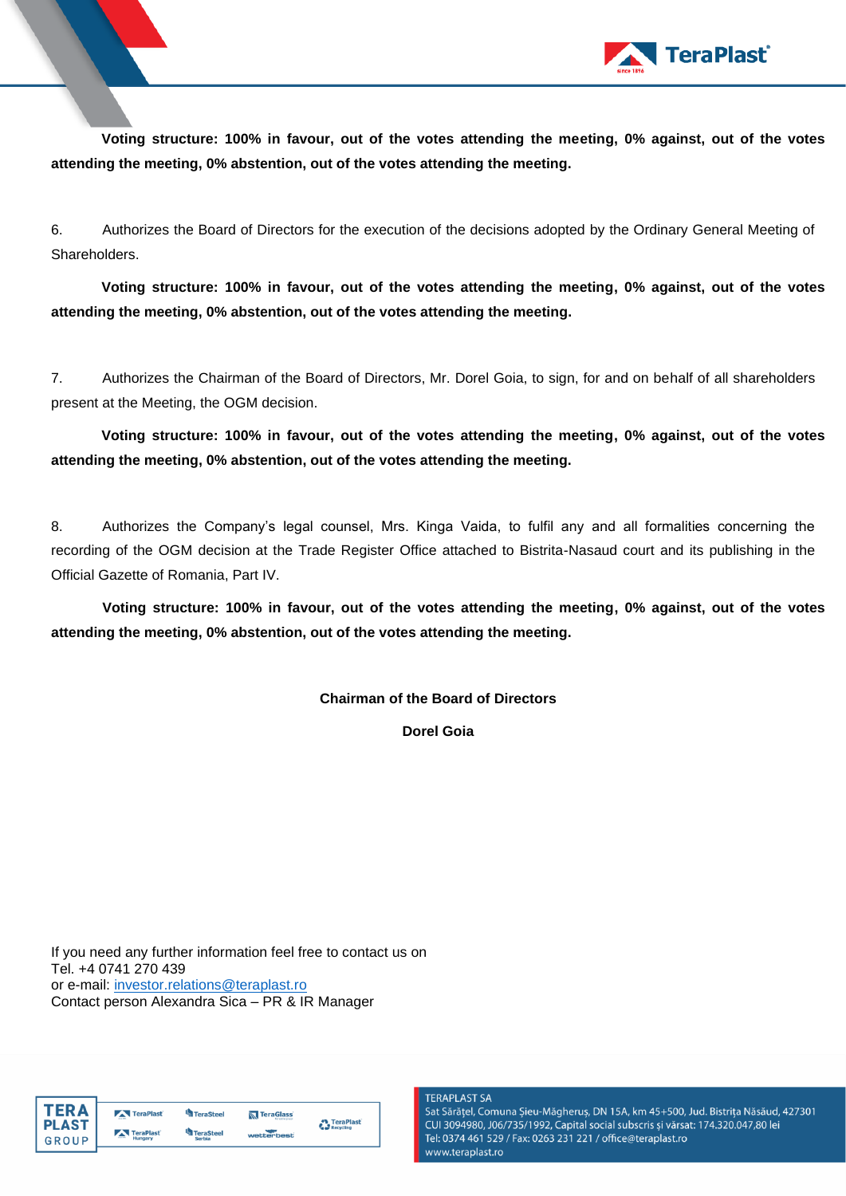**Voting structure: 100% in favour, out of the votes attending the meeting, 0% against, out of the votes attending the meeting, 0% abstention, out of the votes attending the meeting.**

6. Authorizes the Board of Directors for the execution of the decisions adopted by the Ordinary General Meeting of Shareholders.

**Voting structure: 100% in favour, out of the votes attending the meeting, 0% against, out of the votes attending the meeting, 0% abstention, out of the votes attending the meeting.**

7. Authorizes the Chairman of the Board of Directors, Mr. Dorel Goia, to sign, for and on behalf of all shareholders present at the Meeting, the OGM decision.

**Voting structure: 100% in favour, out of the votes attending the meeting, 0% against, out of the votes attending the meeting, 0% abstention, out of the votes attending the meeting.**

8. Authorizes the Company's legal counsel, Mrs. Kinga Vaida, to fulfil any and all formalities concerning the recording of the OGM decision at the Trade Register Office attached to Bistrita-Nasaud court and its publishing in the Official Gazette of Romania, Part IV.

**Voting structure: 100% in favour, out of the votes attending the meeting, 0% against, out of the votes attending the meeting, 0% abstention, out of the votes attending the meeting.**

**Chairman of the Board of Directors**

**Dorel Goia**

If you need any further information feel free to contact us on
Tel. +4 0741 270 439
or e-mail: investor.relations@teraplast.ro
Contact person Alexandra Sica – PR & IR Manager